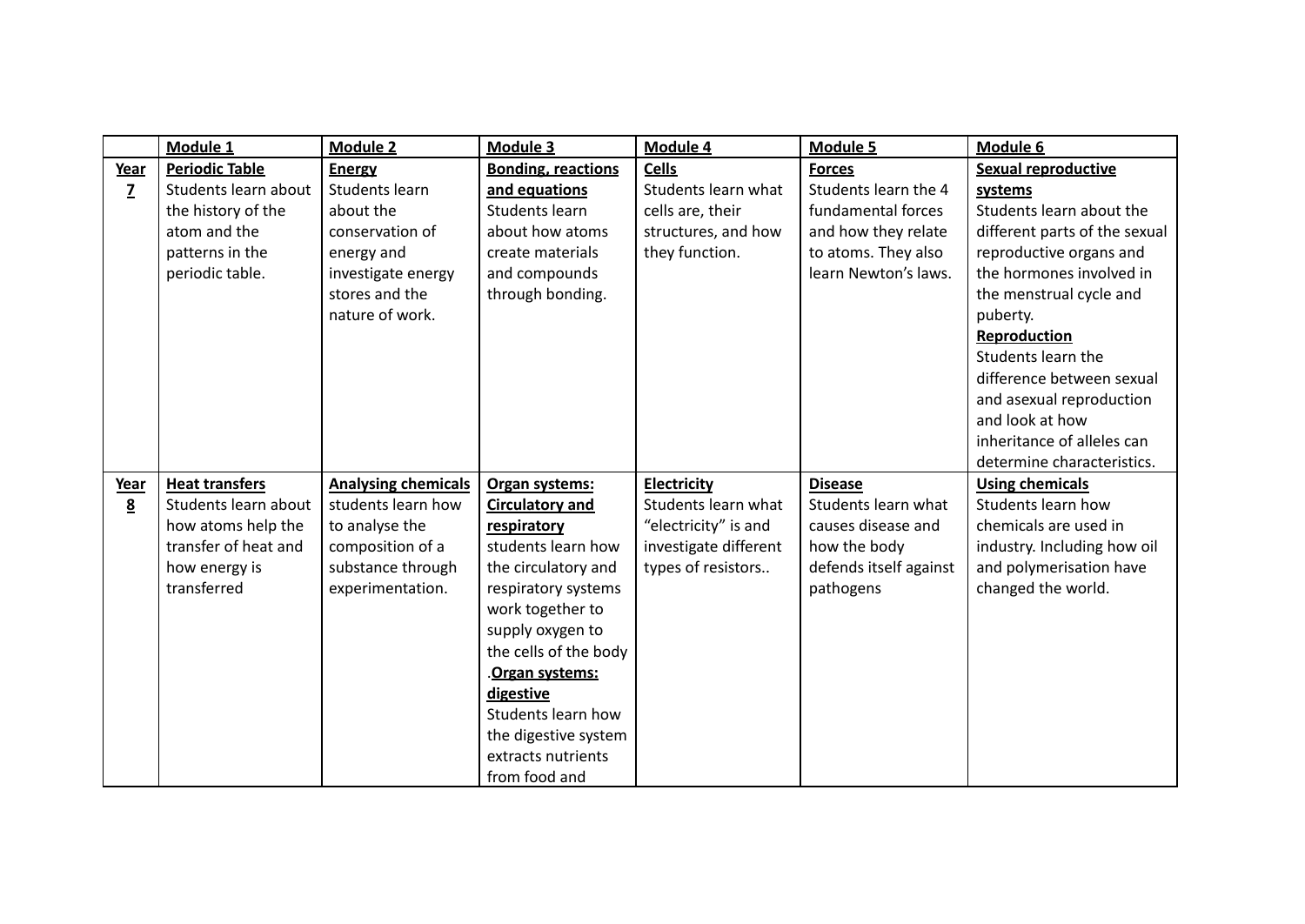| | **Module 1** | **Module 2** | **Module 3** | **Module 4** | **Module 5** | **Module 6** |
|---|---|---|---|---|---|---|
| **Year 7** | **Periodic Table**<br>Students learn about the history of the atom and the patterns in the periodic table. | **Energy**<br>Students learn about the conservation of energy and investigate energy stores and the nature of work. | **Bonding, reactions and equations**<br>Students learn about how atoms create materials and compounds through bonding. | **Cells**<br>Students learn what cells are, their structures, and how they function. | **Forces**<br>Students learn the 4 fundamental forces and how they relate to atoms. They also learn Newton's laws. | **Sexual reproductive systems**<br>Students learn about the different parts of the sexual reproductive organs and the hormones involved in the menstrual cycle and puberty.<br>**Reproduction**<br>Students learn the difference between sexual and asexual reproduction and look at how inheritance of alleles can determine characteristics. |
| **Year 8** | **Heat transfers**<br>Students learn about how atoms help the transfer of heat and how energy is transferred | **Analysing chemicals**<br>students learn how to analyse the composition of a substance through experimentation. | **Organ systems: Circulatory and respiratory**<br>students learn how the circulatory and respiratory systems work together to supply oxygen to the cells of the body<br>.**Organ systems: digestive**<br>Students learn how the digestive system extracts nutrients from food and | **Electricity**<br>Students learn what "electricity" is and investigate different types of resistors.. | **Disease**<br>Students learn what causes disease and how the body defends itself against pathogens | **Using chemicals**<br>Students learn how chemicals are used in industry. Including how oil and polymerisation have changed the world. |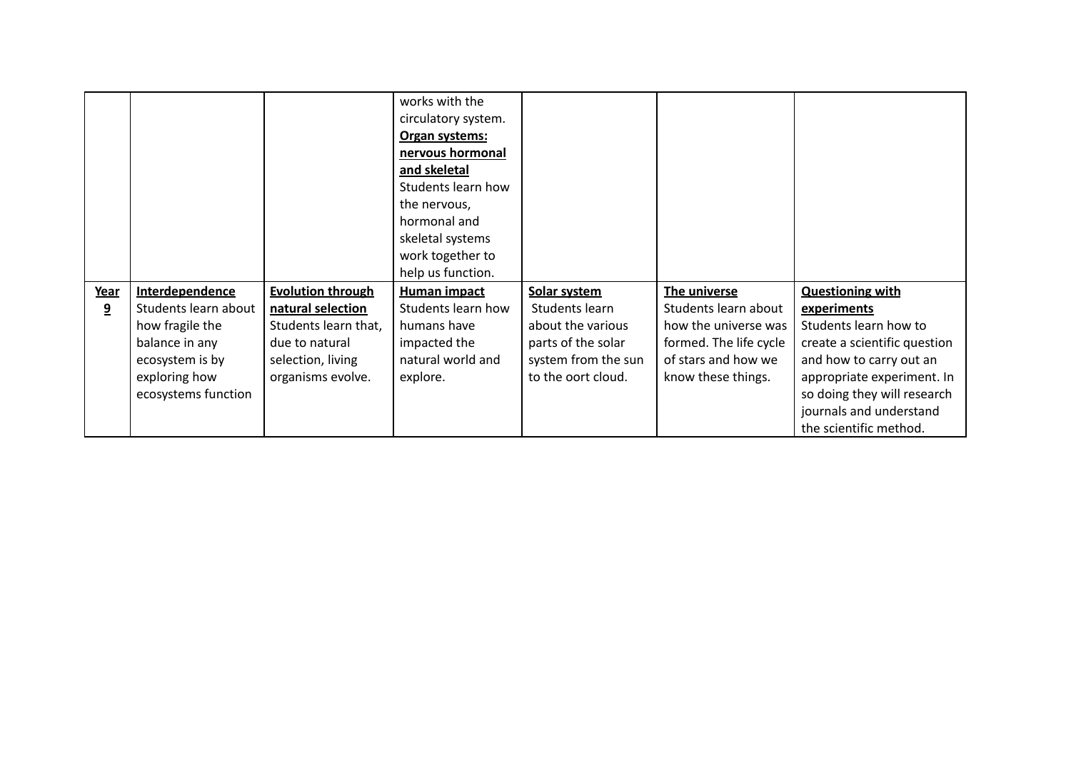| | | | | | | |
|---|---|---|---|---|---|---|
| | | | works with the circulatory system. **Organ systems: nervous hormonal and skeletal** Students learn how the nervous, hormonal and skeletal systems work together to help us function. | | | |
| **Year 9** | **Interdependence** Students learn about how fragile the balance in any ecosystem is by exploring how ecosystems function | **Evolution through natural selection** Students learn that, due to natural selection, living organisms evolve. | **Human impact** Students learn how humans have impacted the natural world and explore. | **Solar system** Students learn about the various parts of the solar system from the sun to the oort cloud. | **The universe** Students learn about how the universe was formed. The life cycle of stars and how we know these things. | **Questioning with experiments** Students learn how to create a scientific question and how to carry out an appropriate experiment. In so doing they will research journals and understand the scientific method. |